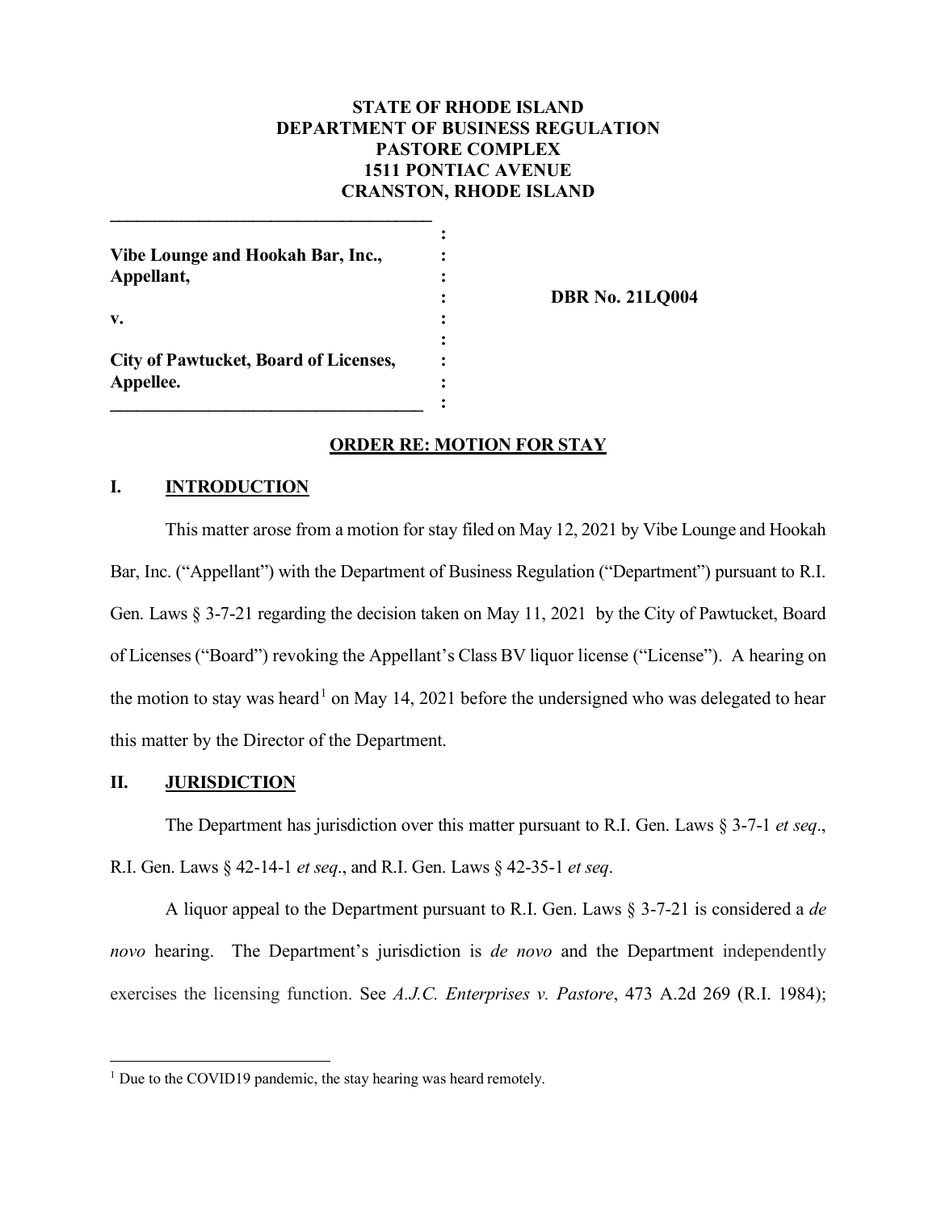**STATE OF RHODE ISLAND**
**DEPARTMENT OF BUSINESS REGULATION**
**PASTORE COMPLEX**
**1511 PONTIAC AVENUE**
**CRANSTON, RHODE ISLAND**

| | |
|---|---|
| **Vibe Lounge and Hookah Bar, Inc., Appellant,** <br><br> **v.** <br><br> **City of Pawtucket, Board of Licenses, Appellee.** | **DBR No. 21LQ004** |

## ORDER RE: MOTION FOR STAY

### I. INTRODUCTION

This matter arose from a motion for stay filed on May 12, 2021 by Vibe Lounge and Hookah Bar, Inc. ("Appellant") with the Department of Business Regulation ("Department") pursuant to R.I. Gen. Laws § 3-7-21 regarding the decision taken on May 11, 2021 by the City of Pawtucket, Board of Licenses ("Board") revoking the Appellant's Class BV liquor license ("License"). A hearing on the motion to stay was heard[1] on May 14, 2021 before the undersigned who was delegated to hear this matter by the Director of the Department.

### II. JURISDICTION

The Department has jurisdiction over this matter pursuant to R.I. Gen. Laws § 3-7-1 *et seq*., R.I. Gen. Laws § 42-14-1 *et seq*., and R.I. Gen. Laws § 42-35-1 *et seq*.

A liquor appeal to the Department pursuant to R.I. Gen. Laws § 3-7-21 is considered a *de novo* hearing. The Department's jurisdiction is *de novo* and the Department independently exercises the licensing function. See *A.J.C. Enterprises v. Pastore*, 473 A.2d 269 (R.I. 1984);

[1] Due to the COVID19 pandemic, the stay hearing was heard remotely.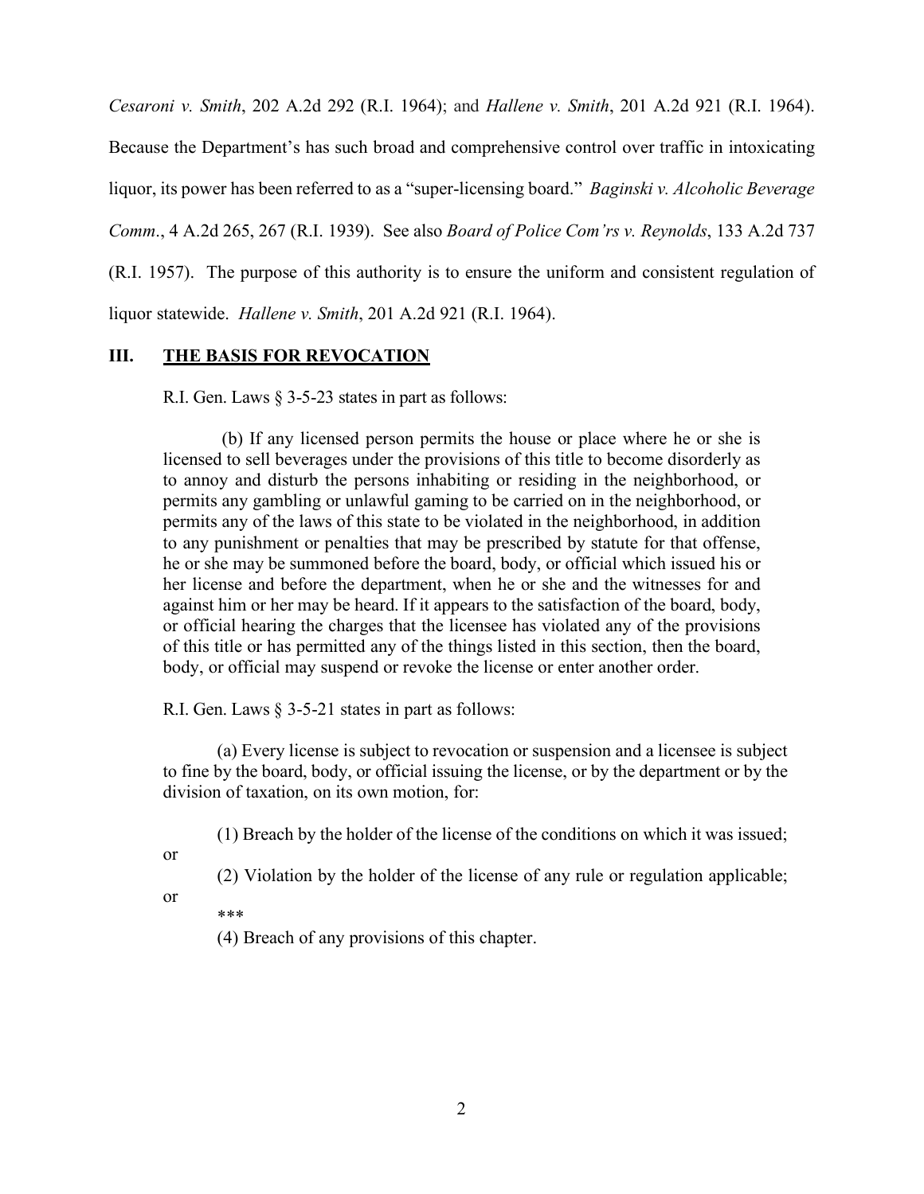*Cesaroni v. Smith*, 202 A.2d 292 (R.I. 1964); and *Hallene v. Smith*, 201 A.2d 921 (R.I. 1964). Because the Department's has such broad and comprehensive control over traffic in intoxicating liquor, its power has been referred to as a "super-licensing board." *Baginski v. Alcoholic Beverage Comm*., 4 A.2d 265, 267 (R.I. 1939). See also *Board of Police Com'rs v. Reynolds*, 133 A.2d 737 (R.I. 1957). The purpose of this authority is to ensure the uniform and consistent regulation of liquor statewide. *Hallene v. Smith*, 201 A.2d 921 (R.I. 1964).

## III. THE BASIS FOR REVOCATION

R.I. Gen. Laws § 3-5-23 states in part as follows:

> (b) If any licensed person permits the house or place where he or she is licensed to sell beverages under the provisions of this title to become disorderly as to annoy and disturb the persons inhabiting or residing in the neighborhood, or permits any gambling or unlawful gaming to be carried on in the neighborhood, or permits any of the laws of this state to be violated in the neighborhood, in addition to any punishment or penalties that may be prescribed by statute for that offense, he or she may be summoned before the board, body, or official which issued his or her license and before the department, when he or she and the witnesses for and against him or her may be heard. If it appears to the satisfaction of the board, body, or official hearing the charges that the licensee has violated any of the provisions of this title or has permitted any of the things listed in this section, then the board, body, or official may suspend or revoke the license or enter another order.

R.I. Gen. Laws § 3-5-21 states in part as follows:

> (a) Every license is subject to revocation or suspension and a licensee is subject to fine by the board, body, or official issuing the license, or by the department or by the division of taxation, on its own motion, for:
>
> (1) Breach by the holder of the license of the conditions on which it was issued; or
>
> (2) Violation by the holder of the license of any rule or regulation applicable; or
>
> ***
>
> (4) Breach of any provisions of this chapter.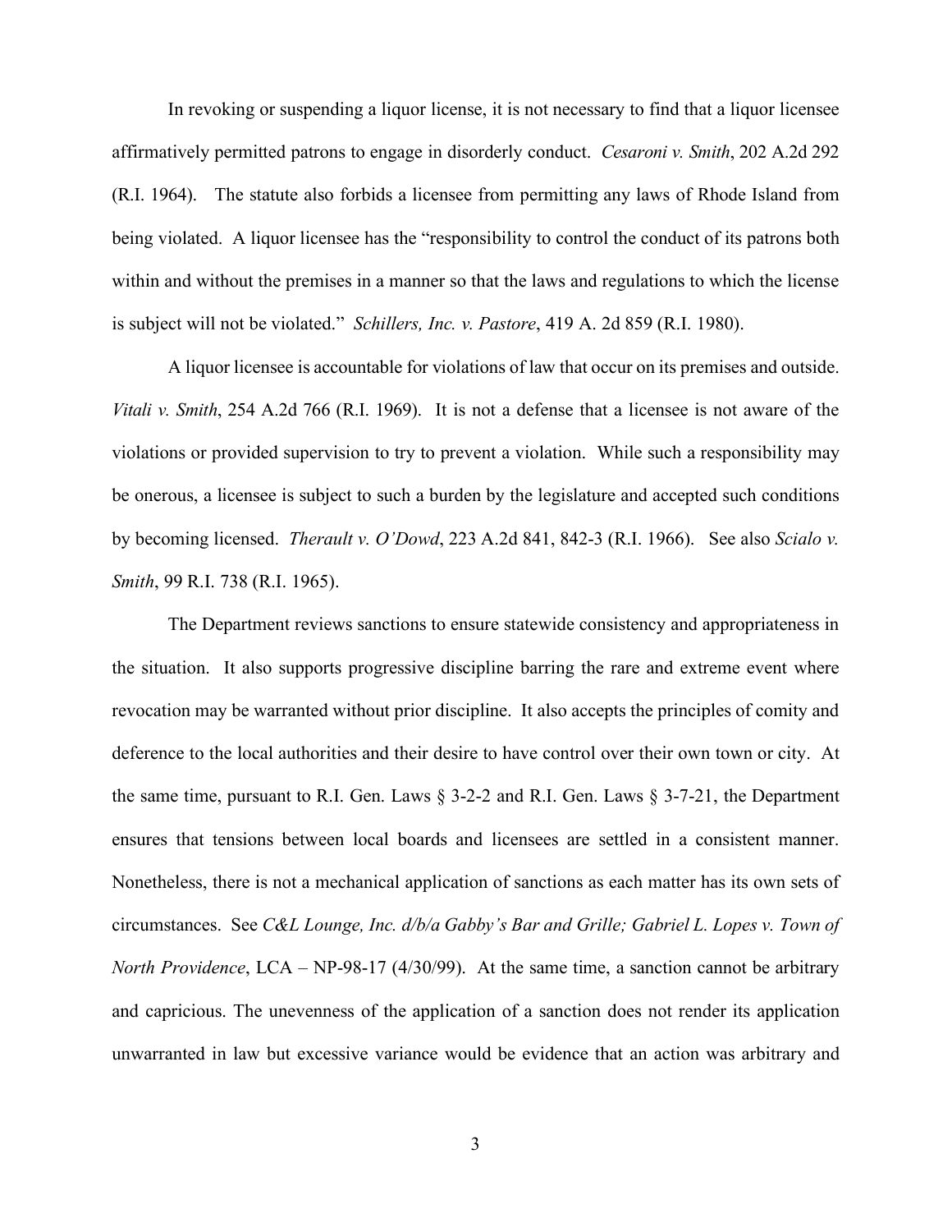In revoking or suspending a liquor license, it is not necessary to find that a liquor licensee affirmatively permitted patrons to engage in disorderly conduct. *Cesaroni v. Smith*, 202 A.2d 292 (R.I. 1964). The statute also forbids a licensee from permitting any laws of Rhode Island from being violated. A liquor licensee has the "responsibility to control the conduct of its patrons both within and without the premises in a manner so that the laws and regulations to which the license is subject will not be violated." *Schillers, Inc. v. Pastore*, 419 A. 2d 859 (R.I. 1980).

A liquor licensee is accountable for violations of law that occur on its premises and outside. *Vitali v. Smith*, 254 A.2d 766 (R.I. 1969). It is not a defense that a licensee is not aware of the violations or provided supervision to try to prevent a violation. While such a responsibility may be onerous, a licensee is subject to such a burden by the legislature and accepted such conditions by becoming licensed. *Therault v. O'Dowd*, 223 A.2d 841, 842-3 (R.I. 1966). See also *Scialo v. Smith*, 99 R.I. 738 (R.I. 1965).

The Department reviews sanctions to ensure statewide consistency and appropriateness in the situation. It also supports progressive discipline barring the rare and extreme event where revocation may be warranted without prior discipline. It also accepts the principles of comity and deference to the local authorities and their desire to have control over their own town or city. At the same time, pursuant to R.I. Gen. Laws § 3-2-2 and R.I. Gen. Laws § 3-7-21, the Department ensures that tensions between local boards and licensees are settled in a consistent manner. Nonetheless, there is not a mechanical application of sanctions as each matter has its own sets of circumstances. See *C&L Lounge, Inc. d/b/a Gabby's Bar and Grille; Gabriel L. Lopes v. Town of North Providence*, LCA – NP-98-17 (4/30/99). At the same time, a sanction cannot be arbitrary and capricious. The unevenness of the application of a sanction does not render its application unwarranted in law but excessive variance would be evidence that an action was arbitrary and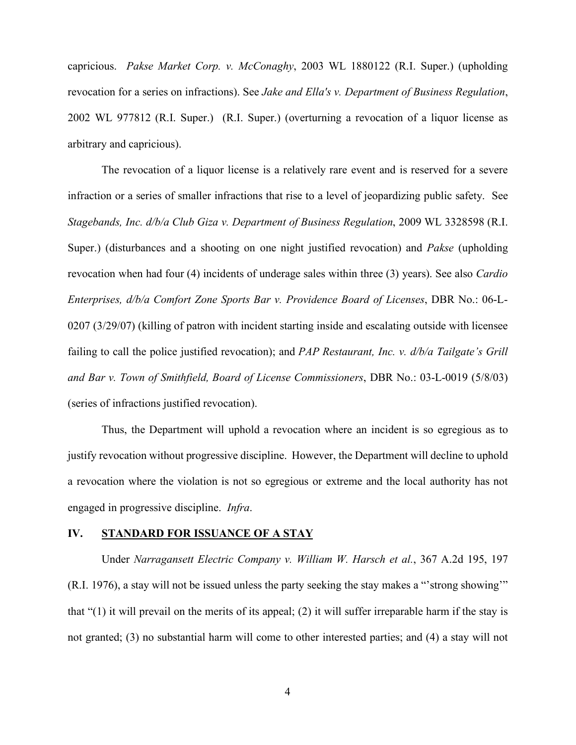capricious. *Pakse Market Corp. v. McConaghy*, 2003 WL 1880122 (R.I. Super.) (upholding revocation for a series on infractions). See *Jake and Ella's v. Department of Business Regulation*, 2002 WL 977812 (R.I. Super.) (R.I. Super.) (overturning a revocation of a liquor license as arbitrary and capricious).

The revocation of a liquor license is a relatively rare event and is reserved for a severe infraction or a series of smaller infractions that rise to a level of jeopardizing public safety. See *Stagebands, Inc. d/b/a Club Giza v. Department of Business Regulation*, 2009 WL 3328598 (R.I. Super.) (disturbances and a shooting on one night justified revocation) and *Pakse* (upholding revocation when had four (4) incidents of underage sales within three (3) years). See also *Cardio Enterprises, d/b/a Comfort Zone Sports Bar v. Providence Board of Licenses*, DBR No.: 06-L-0207 (3/29/07) (killing of patron with incident starting inside and escalating outside with licensee failing to call the police justified revocation); and *PAP Restaurant, Inc. v. d/b/a Tailgate's Grill and Bar v. Town of Smithfield, Board of License Commissioners*, DBR No.: 03-L-0019 (5/8/03) (series of infractions justified revocation).

Thus, the Department will uphold a revocation where an incident is so egregious as to justify revocation without progressive discipline. However, the Department will decline to uphold a revocation where the violation is not so egregious or extreme and the local authority has not engaged in progressive discipline. *Infra*.

## IV. STANDARD FOR ISSUANCE OF A STAY

Under *Narragansett Electric Company v. William W. Harsch et al.*, 367 A.2d 195, 197 (R.I. 1976), a stay will not be issued unless the party seeking the stay makes a "'strong showing'" that "(1) it will prevail on the merits of its appeal; (2) it will suffer irreparable harm if the stay is not granted; (3) no substantial harm will come to other interested parties; and (4) a stay will not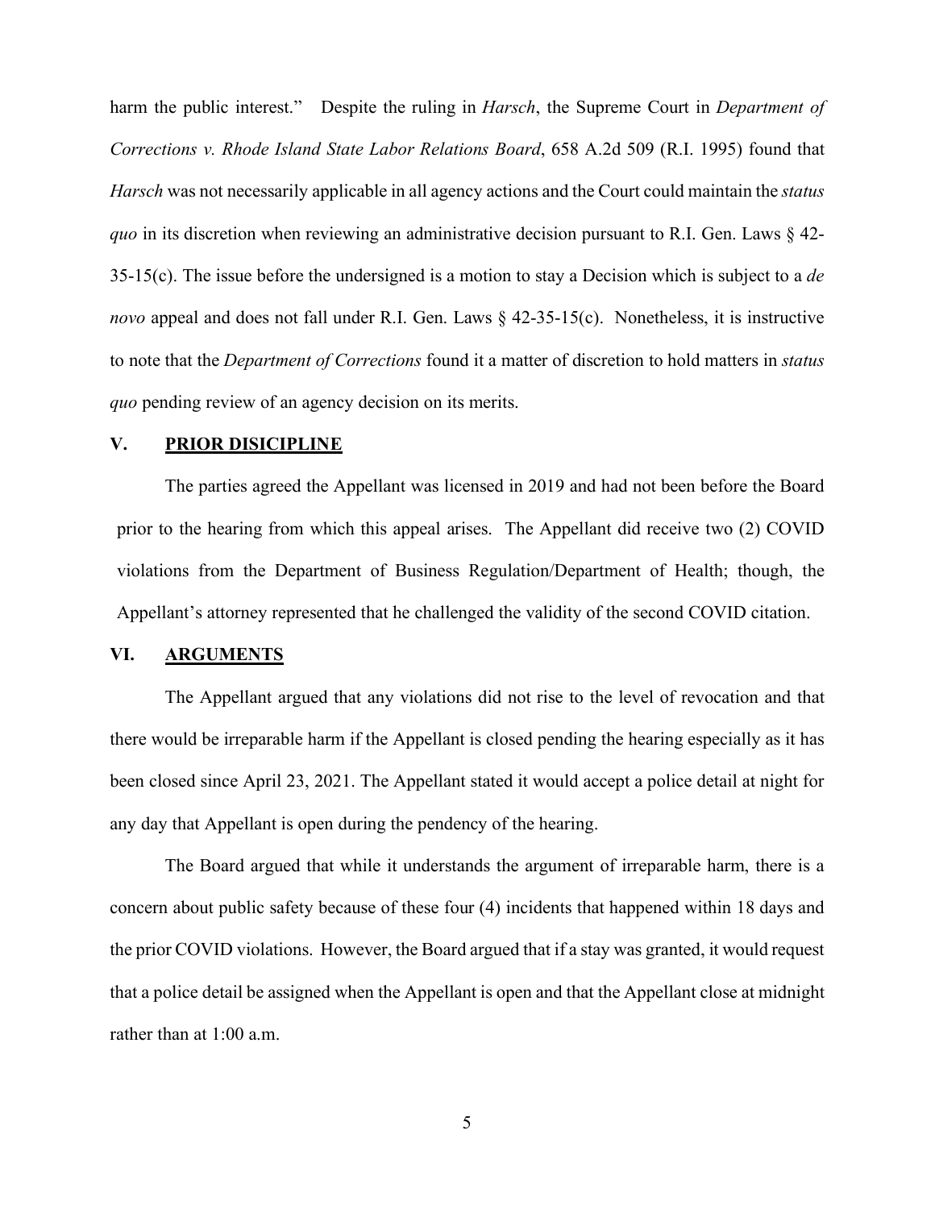harm the public interest." Despite the ruling in *Harsch*, the Supreme Court in *Department of Corrections v. Rhode Island State Labor Relations Board*, 658 A.2d 509 (R.I. 1995) found that *Harsch* was not necessarily applicable in all agency actions and the Court could maintain the *status quo* in its discretion when reviewing an administrative decision pursuant to R.I. Gen. Laws § 42-35-15(c). The issue before the undersigned is a motion to stay a Decision which is subject to a *de novo* appeal and does not fall under R.I. Gen. Laws § 42-35-15(c). Nonetheless, it is instructive to note that the *Department of Corrections* found it a matter of discretion to hold matters in *status quo* pending review of an agency decision on its merits.

## V. PRIOR DISICIPLINE

The parties agreed the Appellant was licensed in 2019 and had not been before the Board prior to the hearing from which this appeal arises. The Appellant did receive two (2) COVID violations from the Department of Business Regulation/Department of Health; though, the Appellant's attorney represented that he challenged the validity of the second COVID citation.

## VI. ARGUMENTS

The Appellant argued that any violations did not rise to the level of revocation and that there would be irreparable harm if the Appellant is closed pending the hearing especially as it has been closed since April 23, 2021. The Appellant stated it would accept a police detail at night for any day that Appellant is open during the pendency of the hearing.

The Board argued that while it understands the argument of irreparable harm, there is a concern about public safety because of these four (4) incidents that happened within 18 days and the prior COVID violations. However, the Board argued that if a stay was granted, it would request that a police detail be assigned when the Appellant is open and that the Appellant close at midnight rather than at 1:00 a.m.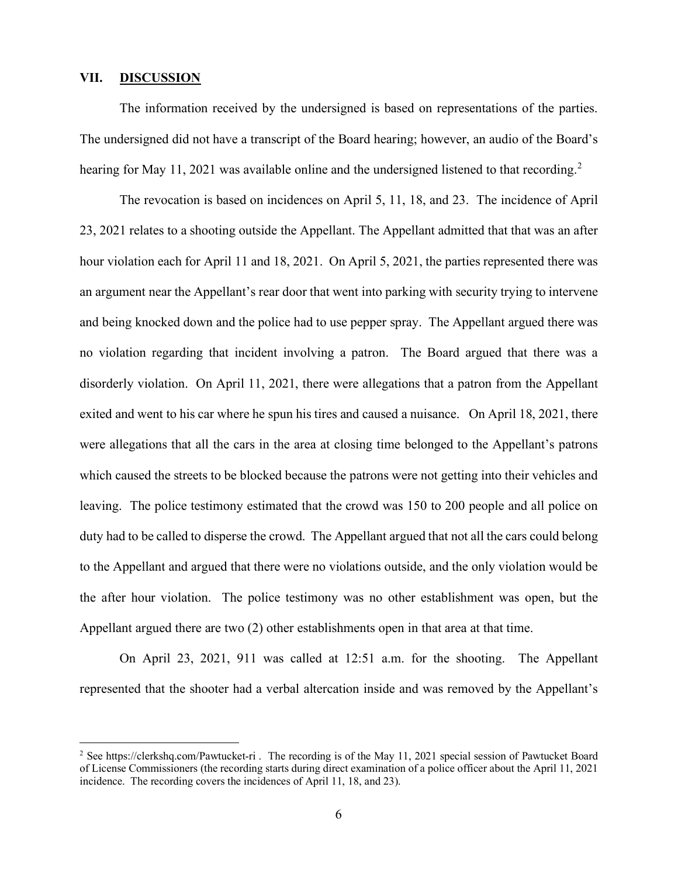## VII. DISCUSSION

The information received by the undersigned is based on representations of the parties. The undersigned did not have a transcript of the Board hearing; however, an audio of the Board's hearing for May 11, 2021 was available online and the undersigned listened to that recording.[2]

The revocation is based on incidences on April 5, 11, 18, and 23. The incidence of April 23, 2021 relates to a shooting outside the Appellant. The Appellant admitted that that was an after hour violation each for April 11 and 18, 2021. On April 5, 2021, the parties represented there was an argument near the Appellant's rear door that went into parking with security trying to intervene and being knocked down and the police had to use pepper spray. The Appellant argued there was no violation regarding that incident involving a patron. The Board argued that there was a disorderly violation. On April 11, 2021, there were allegations that a patron from the Appellant exited and went to his car where he spun his tires and caused a nuisance. On April 18, 2021, there were allegations that all the cars in the area at closing time belonged to the Appellant's patrons which caused the streets to be blocked because the patrons were not getting into their vehicles and leaving. The police testimony estimated that the crowd was 150 to 200 people and all police on duty had to be called to disperse the crowd. The Appellant argued that not all the cars could belong to the Appellant and argued that there were no violations outside, and the only violation would be the after hour violation. The police testimony was no other establishment was open, but the Appellant argued there are two (2) other establishments open in that area at that time.

On April 23, 2021, 911 was called at 12:51 a.m. for the shooting. The Appellant represented that the shooter had a verbal altercation inside and was removed by the Appellant's

[2] See https://clerkshq.com/Pawtucket-ri . The recording is of the May 11, 2021 special session of Pawtucket Board of License Commissioners (the recording starts during direct examination of a police officer about the April 11, 2021 incidence. The recording covers the incidences of April 11, 18, and 23).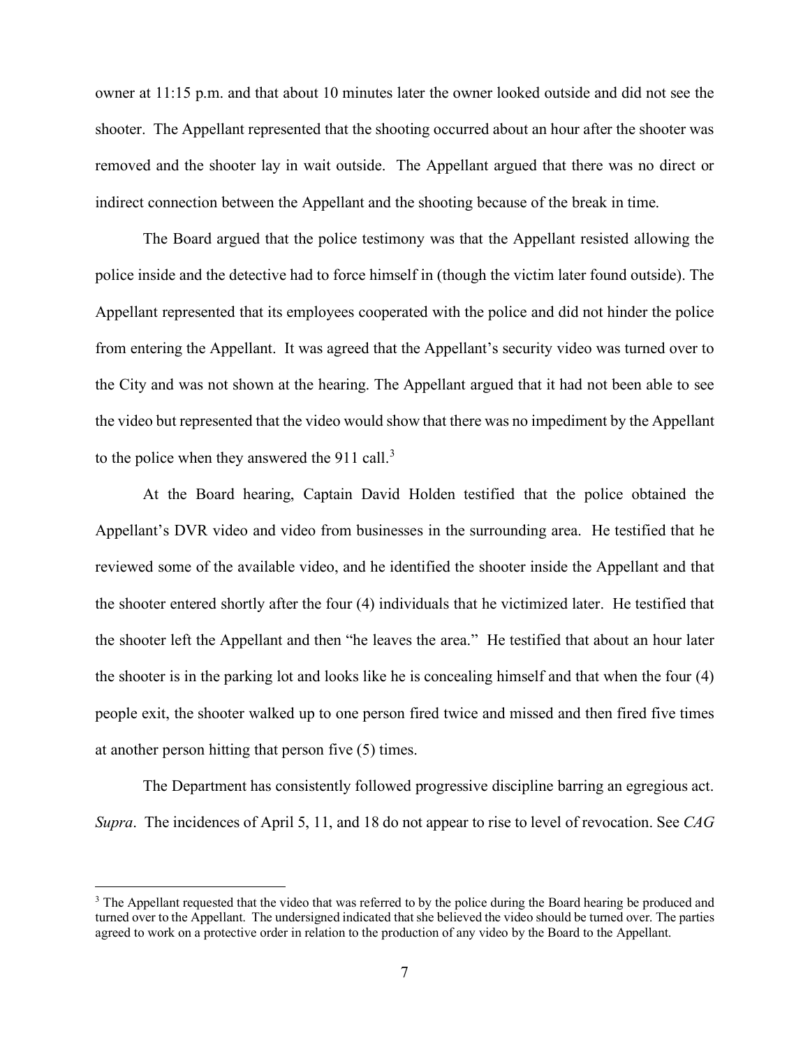owner at 11:15 p.m. and that about 10 minutes later the owner looked outside and did not see the shooter. The Appellant represented that the shooting occurred about an hour after the shooter was removed and the shooter lay in wait outside. The Appellant argued that there was no direct or indirect connection between the Appellant and the shooting because of the break in time.

The Board argued that the police testimony was that the Appellant resisted allowing the police inside and the detective had to force himself in (though the victim later found outside). The Appellant represented that its employees cooperated with the police and did not hinder the police from entering the Appellant. It was agreed that the Appellant's security video was turned over to the City and was not shown at the hearing. The Appellant argued that it had not been able to see the video but represented that the video would show that there was no impediment by the Appellant to the police when they answered the 911 call.[3]

At the Board hearing, Captain David Holden testified that the police obtained the Appellant's DVR video and video from businesses in the surrounding area. He testified that he reviewed some of the available video, and he identified the shooter inside the Appellant and that the shooter entered shortly after the four (4) individuals that he victimized later. He testified that the shooter left the Appellant and then "he leaves the area." He testified that about an hour later the shooter is in the parking lot and looks like he is concealing himself and that when the four (4) people exit, the shooter walked up to one person fired twice and missed and then fired five times at another person hitting that person five (5) times.

The Department has consistently followed progressive discipline barring an egregious act. *Supra*. The incidences of April 5, 11, and 18 do not appear to rise to level of revocation. See *CAG*

[3] The Appellant requested that the video that was referred to by the police during the Board hearing be produced and turned over to the Appellant. The undersigned indicated that she believed the video should be turned over. The parties agreed to work on a protective order in relation to the production of any video by the Board to the Appellant.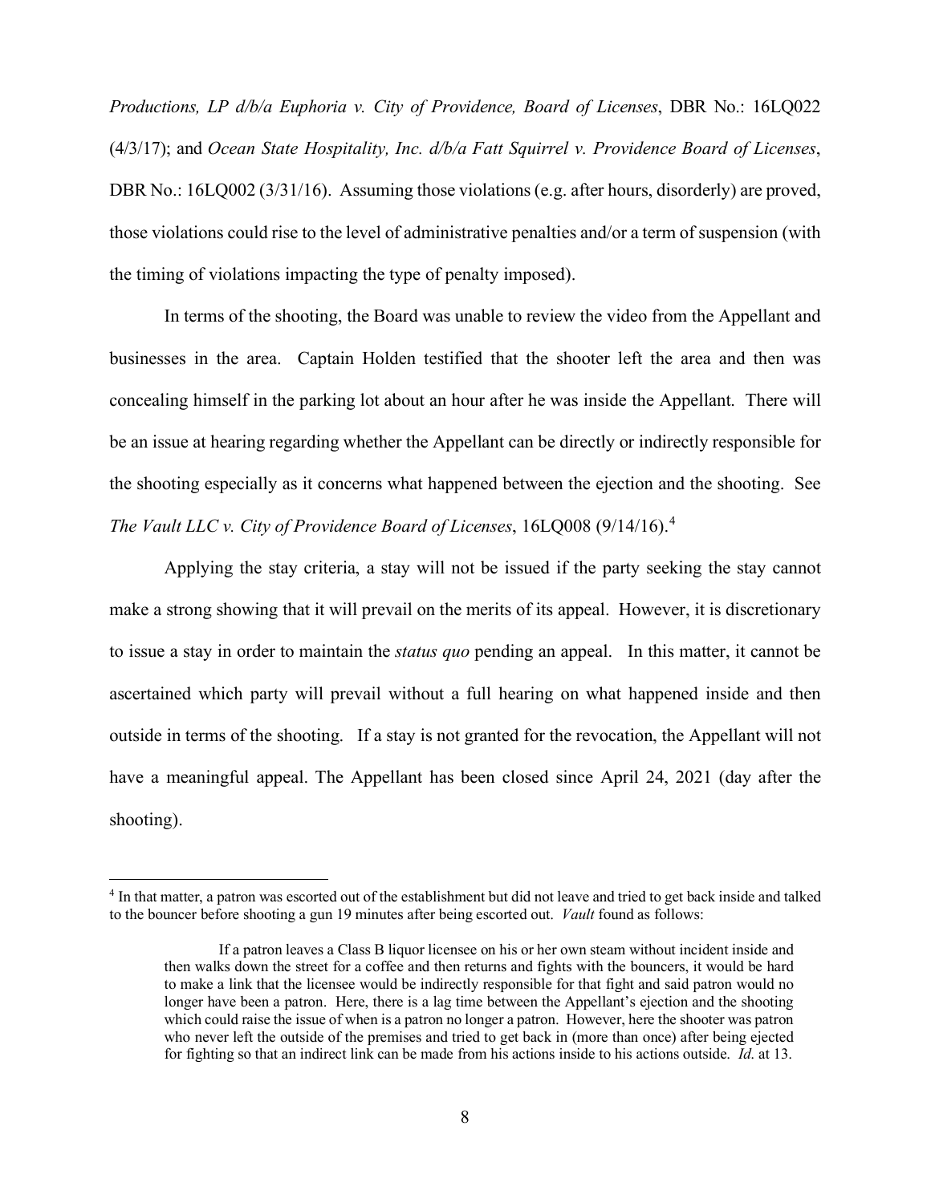*Productions, LP d/b/a Euphoria v. City of Providence, Board of Licenses*, DBR No.: 16LQ022 (4/3/17); and *Ocean State Hospitality, Inc. d/b/a Fatt Squirrel v. Providence Board of Licenses*, DBR No.: 16LQ002 (3/31/16). Assuming those violations (e.g. after hours, disorderly) are proved, those violations could rise to the level of administrative penalties and/or a term of suspension (with the timing of violations impacting the type of penalty imposed).

In terms of the shooting, the Board was unable to review the video from the Appellant and businesses in the area. Captain Holden testified that the shooter left the area and then was concealing himself in the parking lot about an hour after he was inside the Appellant. There will be an issue at hearing regarding whether the Appellant can be directly or indirectly responsible for the shooting especially as it concerns what happened between the ejection and the shooting. See *The Vault LLC v. City of Providence Board of Licenses*, 16LQ008 (9/14/16).[4]

Applying the stay criteria, a stay will not be issued if the party seeking the stay cannot make a strong showing that it will prevail on the merits of its appeal. However, it is discretionary to issue a stay in order to maintain the *status quo* pending an appeal. In this matter, it cannot be ascertained which party will prevail without a full hearing on what happened inside and then outside in terms of the shooting. If a stay is not granted for the revocation, the Appellant will not have a meaningful appeal. The Appellant has been closed since April 24, 2021 (day after the shooting).

---

[4] In that matter, a patron was escorted out of the establishment but did not leave and tried to get back inside and talked to the bouncer before shooting a gun 19 minutes after being escorted out. *Vault* found as follows:

> If a patron leaves a Class B liquor licensee on his or her own steam without incident inside and then walks down the street for a coffee and then returns and fights with the bouncers, it would be hard to make a link that the licensee would be indirectly responsible for that fight and said patron would no longer have been a patron. Here, there is a lag time between the Appellant's ejection and the shooting which could raise the issue of when is a patron no longer a patron. However, here the shooter was patron who never left the outside of the premises and tried to get back in (more than once) after being ejected for fighting so that an indirect link can be made from his actions inside to his actions outside. *Id.* at 13.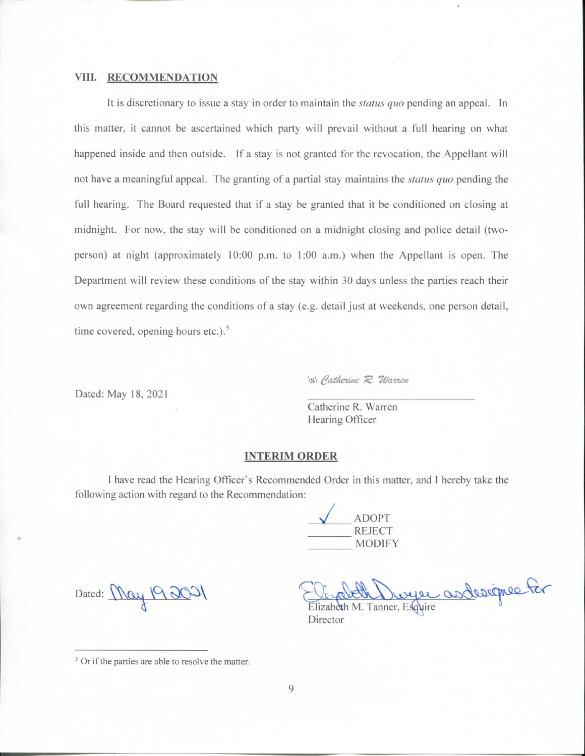## VIII. RECOMMENDATION

It is discretionary to issue a stay in order to maintain the *status quo* pending an appeal. In this matter, it cannot be ascertained which party will prevail without a full hearing on what happened inside and then outside. If a stay is not granted for the revocation, the Appellant will not have a meaningful appeal. The granting of a partial stay maintains the *status quo* pending the full hearing. The Board requested that if a stay be granted that it be conditioned on closing at midnight. For now, the stay will be conditioned on a midnight closing and police detail (two-person) at night (approximately 10:00 p.m. to 1:00 a.m.) when the Appellant is open. The Department will review these conditions of the stay within 30 days unless the parties reach their own agreement regarding the conditions of a stay (e.g. detail just at weekends, one person detail, time covered, opening hours etc.).[5]

Dated: May 18, 2021

\s\ *Catherine R. Warren*

Catherine R. Warren
Hearing Officer

**INTERIM ORDER**

I have read the Hearing Officer's Recommended Order in this matter, and I hereby take the following action with regard to the Recommendation:

✓ ADOPT
_______ REJECT
_______ MODIFY

Dated: May 19 2021

Elizabeth Dwyer as designee for
Elizabeth M. Tanner, Esquire
Director

[5] Or if the parties are able to resolve the matter.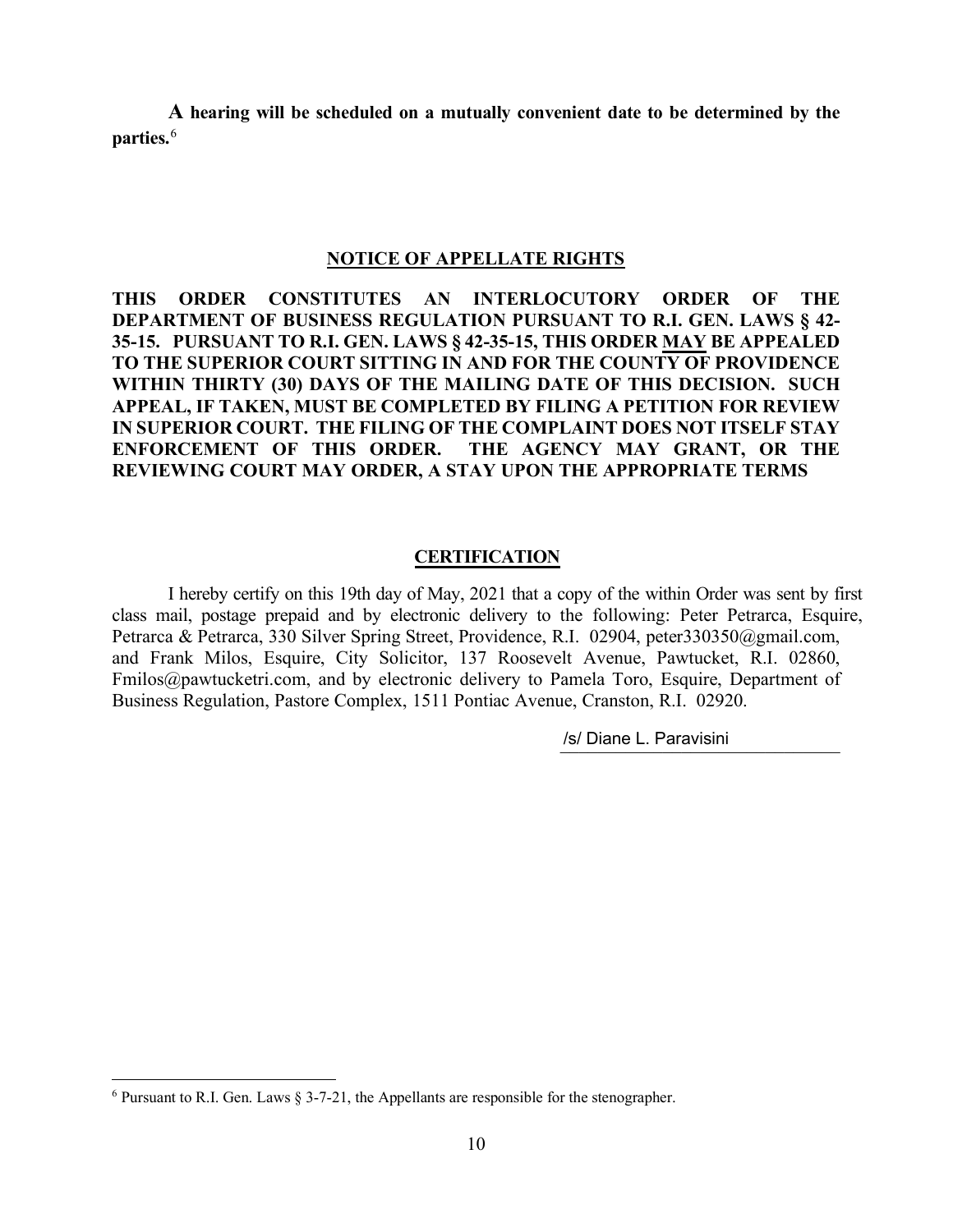**A hearing will be scheduled on a mutually convenient date to be determined by the parties.**[6]

## NOTICE OF APPELLATE RIGHTS

**THIS ORDER CONSTITUTES AN INTERLOCUTORY ORDER OF THE DEPARTMENT OF BUSINESS REGULATION PURSUANT TO R.I. GEN. LAWS § 42-35-15. PURSUANT TO R.I. GEN. LAWS § 42-35-15, THIS ORDER MAY BE APPEALED TO THE SUPERIOR COURT SITTING IN AND FOR THE COUNTY OF PROVIDENCE WITHIN THIRTY (30) DAYS OF THE MAILING DATE OF THIS DECISION. SUCH APPEAL, IF TAKEN, MUST BE COMPLETED BY FILING A PETITION FOR REVIEW IN SUPERIOR COURT. THE FILING OF THE COMPLAINT DOES NOT ITSELF STAY ENFORCEMENT OF THIS ORDER. THE AGENCY MAY GRANT, OR THE REVIEWING COURT MAY ORDER, A STAY UPON THE APPROPRIATE TERMS**

## CERTIFICATION

I hereby certify on this 19th day of May, 2021 that a copy of the within Order was sent by first class mail, postage prepaid and by electronic delivery to the following: Peter Petrarca, Esquire, Petrarca & Petrarca, 330 Silver Spring Street, Providence, R.I. 02904, peter330350@gmail.com, and Frank Milos, Esquire, City Solicitor, 137 Roosevelt Avenue, Pawtucket, R.I. 02860, Fmilos@pawtucketri.com, and by electronic delivery to Pamela Toro, Esquire, Department of Business Regulation, Pastore Complex, 1511 Pontiac Avenue, Cranston, R.I. 02920.

/s/ Diane L. Paravisini

---

[6] Pursuant to R.I. Gen. Laws § 3-7-21, the Appellants are responsible for the stenographer.